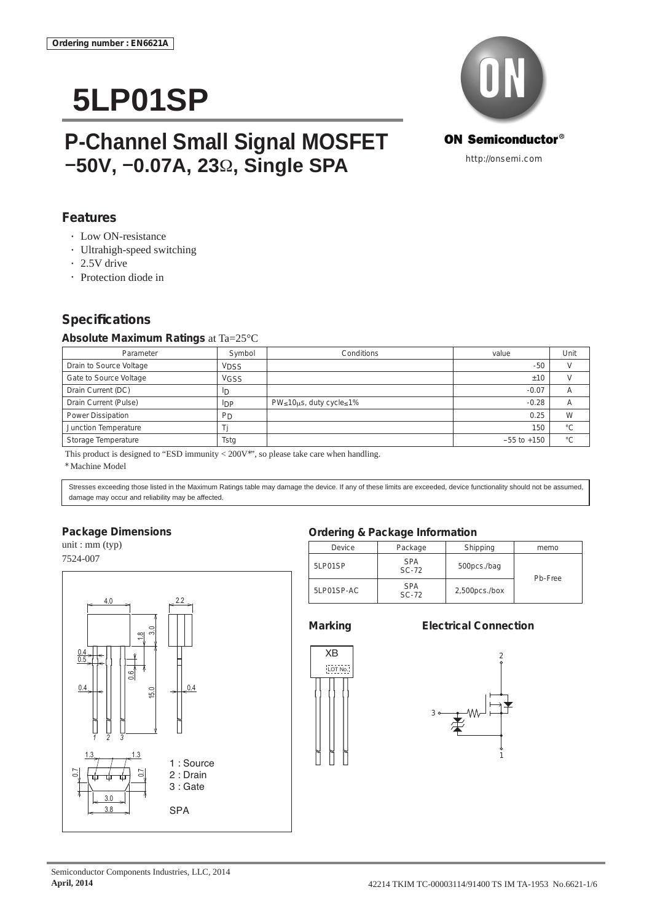Ordering number : EN6621A

# 5LP01SP

## P-Channel Small Signal MOSFET
## −50V, −0.07A, 23Ω, Single SPA

ON Semiconductor®

http://onsemi.com

### Features

- Low ON-resistance
- Ultrahigh-speed switching
- 2.5V drive
- Protection diode in

### Specifications

**Absolute Maximum Ratings** at Ta=25°C

| Parameter | Symbol | Conditions | value | Unit |
|---|---|---|---|---|
| Drain to Source Voltage | $V_{DSS}$ | | -50 | V |
| Gate to Source Voltage | $V_{GSS}$ | | ±10 | V |
| Drain Current (DC) | $I_D$ | | -0.07 | A |
| Drain Current (Pulse) | $I_{DP}$ | PW≤10μs, duty cycle≤1% | -0.28 | A |
| Power Dissipation | $P_D$ | | 0.25 | W |
| Junction Temperature | Tj | | 150 | °C |
| Storage Temperature | Tstg | | −55 to +150 | °C |

This product is designed to "ESD immunity < 200V*", so please take care when handling.

* Machine Model

Stresses exceeding those listed in the Maximum Ratings table may damage the device. If any of these limits are exceeded, device functionality should not be assumed, damage may occur and reliability may be affected.

### Package Dimensions

unit : mm (typ)
7524-007

1 : Source
2 : Drain
3 : Gate

SPA

### Ordering & Package Information

| Device | Package | Shipping | memo |
|---|---|---|---|
| 5LP01SP | SPA SC-72 | 500pcs./bag | Pb-Free |
| 5LP01SP-AC | SPA SC-72 | 2,500pcs./box | |

### Marking

XB
LOT No.

### Electrical Connection

Semiconductor Components Industries, LLC, 2014
**April, 2014**

42214 TKIM TC-00003114/91400 TS IM TA-1953 No.6621-1/6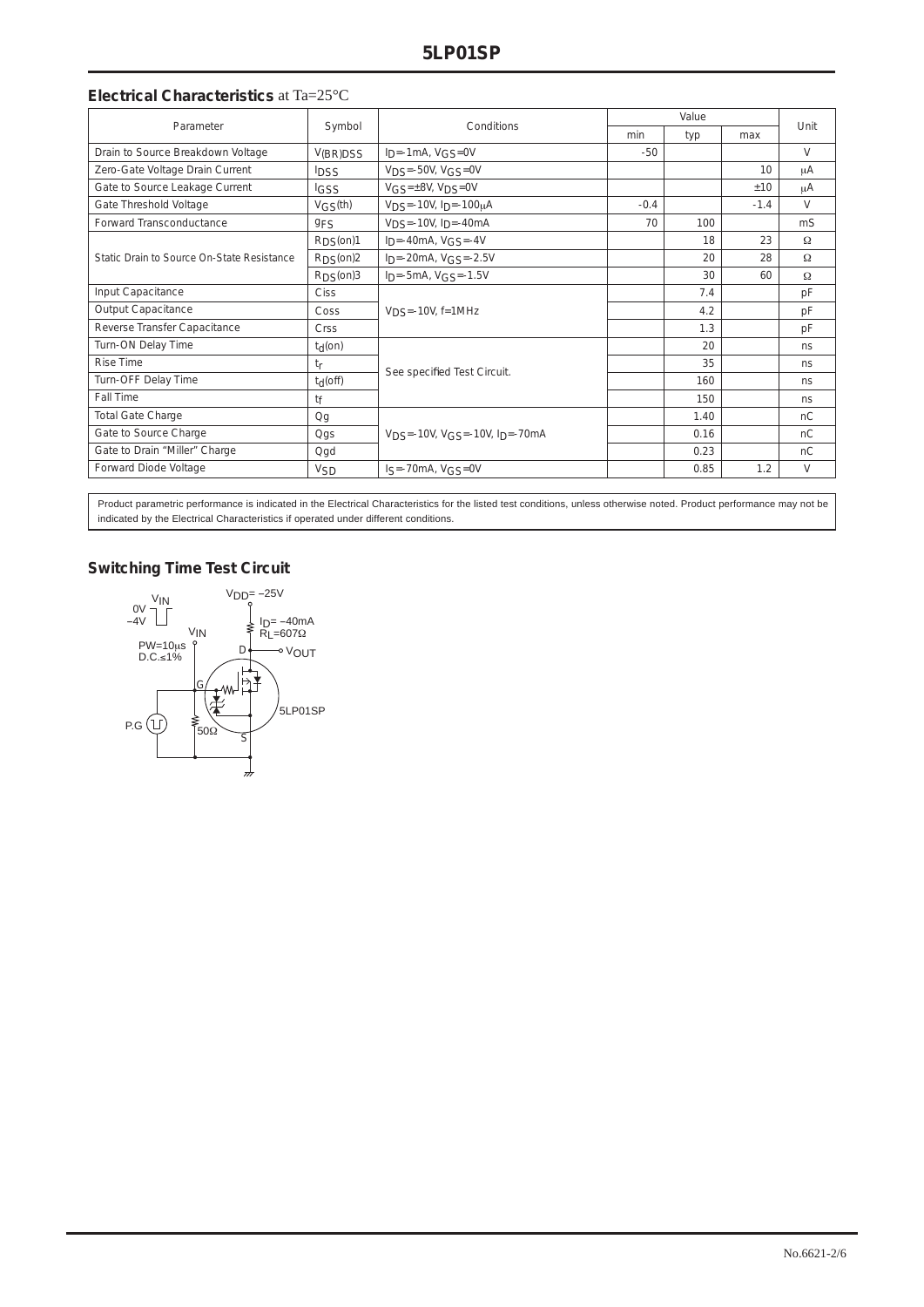## Electrical Characteristics at Ta=25°C

| Parameter | Symbol | Conditions | Value | | | Unit |
|---|---|---|---|---|---|---|
| | | | min | typ | max | |
| Drain to Source Breakdown Voltage | $V_{(BR)DSS}$ | $I_D$=-1mA, $V_{GS}$=0V | -50 | | | V |
| Zero-Gate Voltage Drain Current | $I_{DSS}$ | $V_{DS}$=-50V, $V_{GS}$=0V | | | 10 | μA |
| Gate to Source Leakage Current | $I_{GSS}$ | $V_{GS}$=±8V, $V_{DS}$=0V | | | ±10 | μA |
| Gate Threshold Voltage | $V_{GS}(th)$ | $V_{DS}$=-10V, $I_D$=-100μA | -0.4 | | -1.4 | V |
| Forward Transconductance | $g_{FS}$ | $V_{DS}$=-10V, $I_D$=-40mA | 70 | 100 | | mS |
| Static Drain to Source On-State Resistance | $R_{DS}(on)1$ | $I_D$=-40mA, $V_{GS}$=-4V | | 18 | 23 | Ω |
| | $R_{DS}(on)2$ | $I_D$=-20mA, $V_{GS}$=-2.5V | | 20 | 28 | Ω |
| | $R_{DS}(on)3$ | $I_D$=-5mA, $V_{GS}$=-1.5V | | 30 | 60 | Ω |
| Input Capacitance | Ciss | $V_{DS}$=-10V, f=1MHz | | 7.4 | | pF |
| Output Capacitance | Coss | | | 4.2 | | pF |
| Reverse Transfer Capacitance | Crss | | | 1.3 | | pF |
| Turn-ON Delay Time | $t_d(on)$ | See specified Test Circuit. | | 20 | | ns |
| Rise Time | $t_r$ | | | 35 | | ns |
| Turn-OFF Delay Time | $t_d(off)$ | | | 160 | | ns |
| Fall Time | $t_f$ | | | 150 | | ns |
| Total Gate Charge | Qg | $V_{DS}$=-10V, $V_{GS}$=-10V, $I_D$=-70mA | | 1.40 | | nC |
| Gate to Source Charge | Qgs | | | 0.16 | | nC |
| Gate to Drain "Miller" Charge | Qgd | | | 0.23 | | nC |
| Forward Diode Voltage | $V_{SD}$ | $I_S$=-70mA, $V_{GS}$=0V | | 0.85 | 1.2 | V |

Product parametric performance is indicated in the Electrical Characteristics for the listed test conditions, unless otherwise noted. Product performance may not be indicated by the Electrical Characteristics if operated under different conditions.

## Switching Time Test Circuit

$V_{IN}$: 0V / −4V, PW=10μs, D.C.≤1%

$V_{DD}$= −25V, $I_D$= −40mA, $R_L$=607Ω, $V_{OUT}$, P.G, 50Ω, 5LP01SP (G, D, S)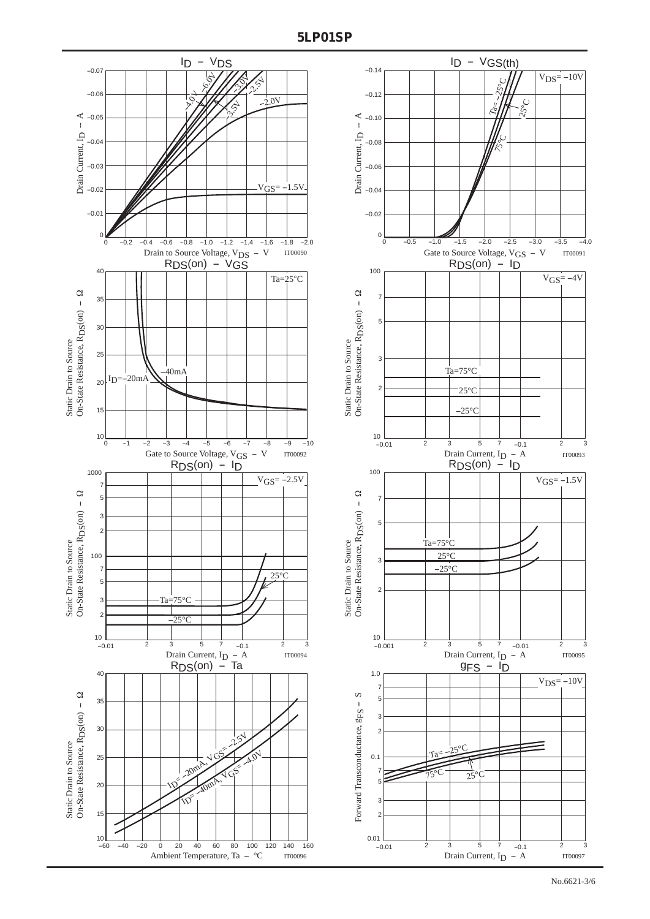## $I_D$ – $V_{DS}$

Drain Current, $I_D$ – A

Drain to Source Voltage, $V_{DS}$ – V

$V_{GS}$= –1.5V, –2.0V, –2.5V, –3.0V, –3.5V, –4.0V, –6.0V

IT00090

## $I_D$ – $V_{GS(th)}$

Drain Current, $I_D$ – A

Gate to Source Voltage, $V_{GS}$ – V

$V_{DS}$= –10V

Ta= –25°C, 25°C, 75°C

IT00091

## $R_{DS}(on)$ – $V_{GS}$

Static Drain to Source On-State Resistance, $R_{DS}(on)$ – Ω

Gate to Source Voltage, $V_{GS}$ – V

Ta=25°C

$I_D$=–20mA, –40mA

IT00092

## $R_{DS}(on)$ – $I_D$

Static Drain to Source On-State Resistance, $R_{DS}(on)$ – Ω

Drain Current, $I_D$ – A

$V_{GS}$= –4V

Ta=75°C, 25°C, –25°C

IT00093

## $R_{DS}(on)$ – $I_D$

Static Drain to Source On-State Resistance, $R_{DS}(on)$ – Ω

Drain Current, $I_D$ – A

$V_{GS}$= –2.5V

Ta=75°C, 25°C, –25°C

IT00094

## $R_{DS}(on)$ – $I_D$

Static Drain to Source On-State Resistance, $R_{DS}(on)$ – Ω

Drain Current, $I_D$ – A

$V_{GS}$= –1.5V

Ta=75°C, 25°C, –25°C

IT00095

## $R_{DS}(on)$ – Ta

Static Drain to Source On-State Resistance, $R_{DS}(on)$ – Ω

Ambient Temperature, Ta – °C

$I_D$= –20mA, $V_{GS}$= –2.5V

$I_D$= –40mA, $V_{GS}$= –4.0V

IT00096

## $g_{FS}$ – $I_D$

Forward Transconductance, $g_{FS}$ – S

Drain Current, $I_D$ – A

$V_{DS}$= –10V

Ta= –25°C, 25°C, 75°C

IT00097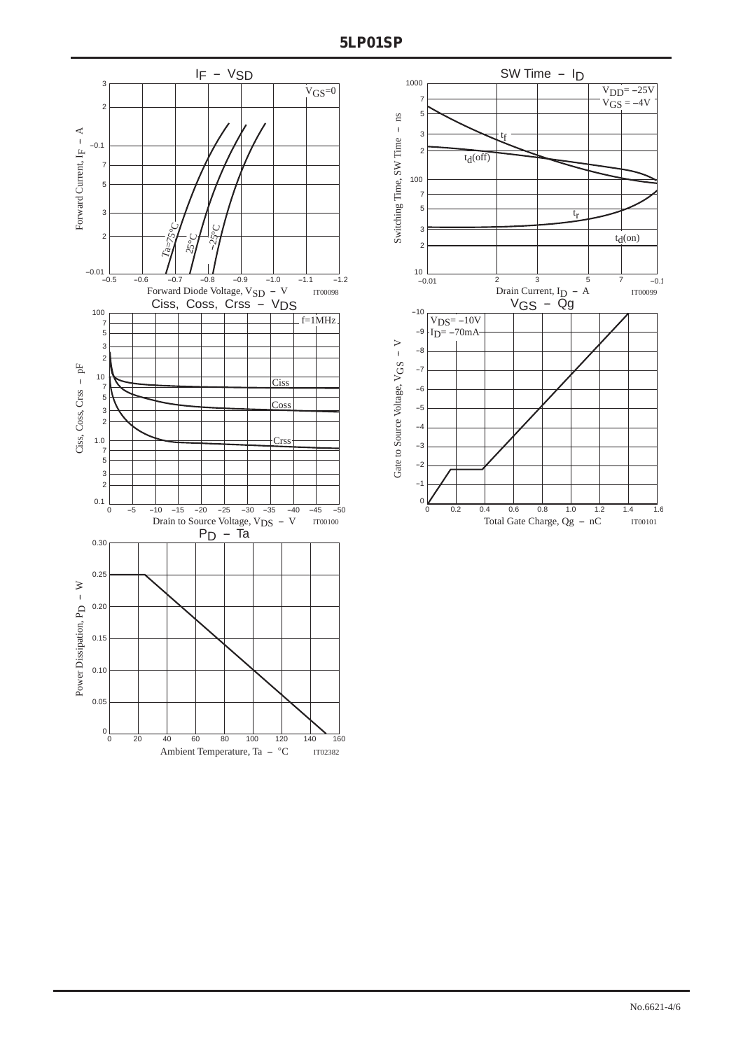## $I_F$ – $V_{SD}$

$V_{GS}$=0

Forward Current, $I_F$ – A

Forward Diode Voltage, $V_{SD}$ – V

Ta=75°C, 25°C, −25°C

IT00098

## SW Time – $I_D$

$V_{DD}$= −25V
$V_{GS}$ = −4V

$t_f$, $t_d$(off), $t_r$, $t_d$(on)

Switching Time, SW Time – ns

Drain Current, $I_D$ – A

IT00099

## Ciss, Coss, Crss – $V_{DS}$

f=1MHz

Ciss, Coss, Crss

Ciss, Coss, Crss – pF

Drain to Source Voltage, $V_{DS}$ – V

IT00100

## $V_{GS}$ – Qg

$V_{DS}$= −10V
$I_D$= −70mA

Gate to Source Voltage, $V_{GS}$ – V

Total Gate Charge, Qg – nC

IT00101

## $P_D$ – Ta

Power Dissipation, $P_D$ – W

Ambient Temperature, Ta – °C

IT02382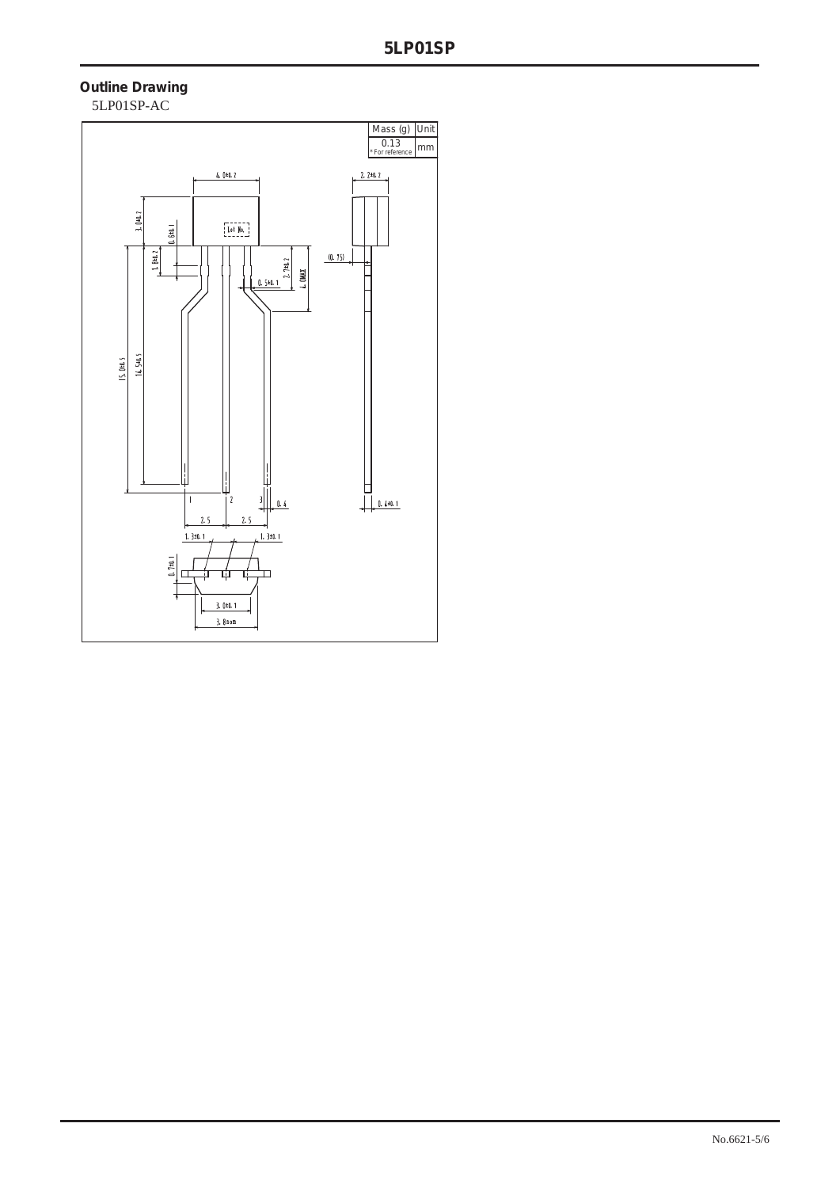## Outline Drawing

5LP01SP-AC

| Mass (g) | Unit |
| --- | --- |
| 0.13<br>* For reference | mm |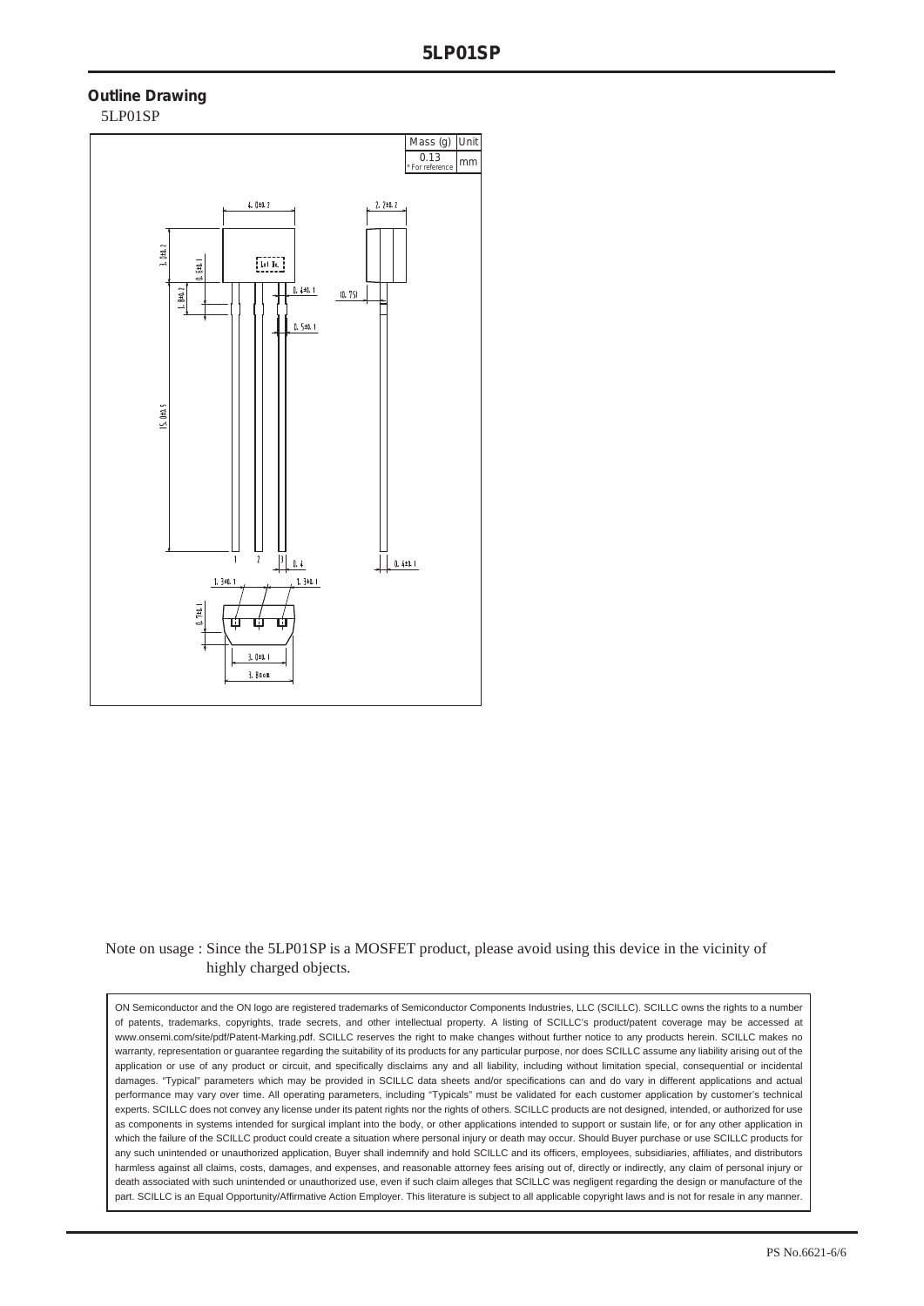## Outline Drawing

5LP01SP

| Mass (g) | Unit |
|---|---|
| 0.13 * For reference | mm |

4.0±0.2

2.2±0.2

3.0±0.2

0.6±0.1

Lot No.

1.8±0.2

0.4±0.1

(0.75)

0.5±0.1

15.0±0.5

1 2 3

0.4

0.4±0.1

1.3±0.1

1.3±0.1

0.7±0.1

3.0±0.1

3.6nom

Note on usage : Since the 5LP01SP is a MOSFET product, please avoid using this device in the vicinity of highly charged objects.

ON Semiconductor and the ON logo are registered trademarks of Semiconductor Components Industries, LLC (SCILLC). SCILLC owns the rights to a number of patents, trademarks, copyrights, trade secrets, and other intellectual property. A listing of SCILLC's product/patent coverage may be accessed at www.onsemi.com/site/pdf/Patent-Marking.pdf. SCILLC reserves the right to make changes without further notice to any products herein. SCILLC makes no warranty, representation or guarantee regarding the suitability of its products for any particular purpose, nor does SCILLC assume any liability arising out of the application or use of any product or circuit, and specifically disclaims any and all liability, including without limitation special, consequential or incidental damages. "Typical" parameters which may be provided in SCILLC data sheets and/or specifications can and do vary in different applications and actual performance may vary over time. All operating parameters, including "Typicals" must be validated for each customer application by customer's technical experts. SCILLC does not convey any license under its patent rights nor the rights of others. SCILLC products are not designed, intended, or authorized for use as components in systems intended for surgical implant into the body, or other applications intended to support or sustain life, or for any other application in which the failure of the SCILLC product could create a situation where personal injury or death may occur. Should Buyer purchase or use SCILLC products for any such unintended or unauthorized application, Buyer shall indemnify and hold SCILLC and its officers, employees, subsidiaries, affiliates, and distributors harmless against all claims, costs, damages, and expenses, and reasonable attorney fees arising out of, directly or indirectly, any claim of personal injury or death associated with such unintended or unauthorized use, even if such claim alleges that SCILLC was negligent regarding the design or manufacture of the part. SCILLC is an Equal Opportunity/Affirmative Action Employer. This literature is subject to all applicable copyright laws and is not for resale in any manner.